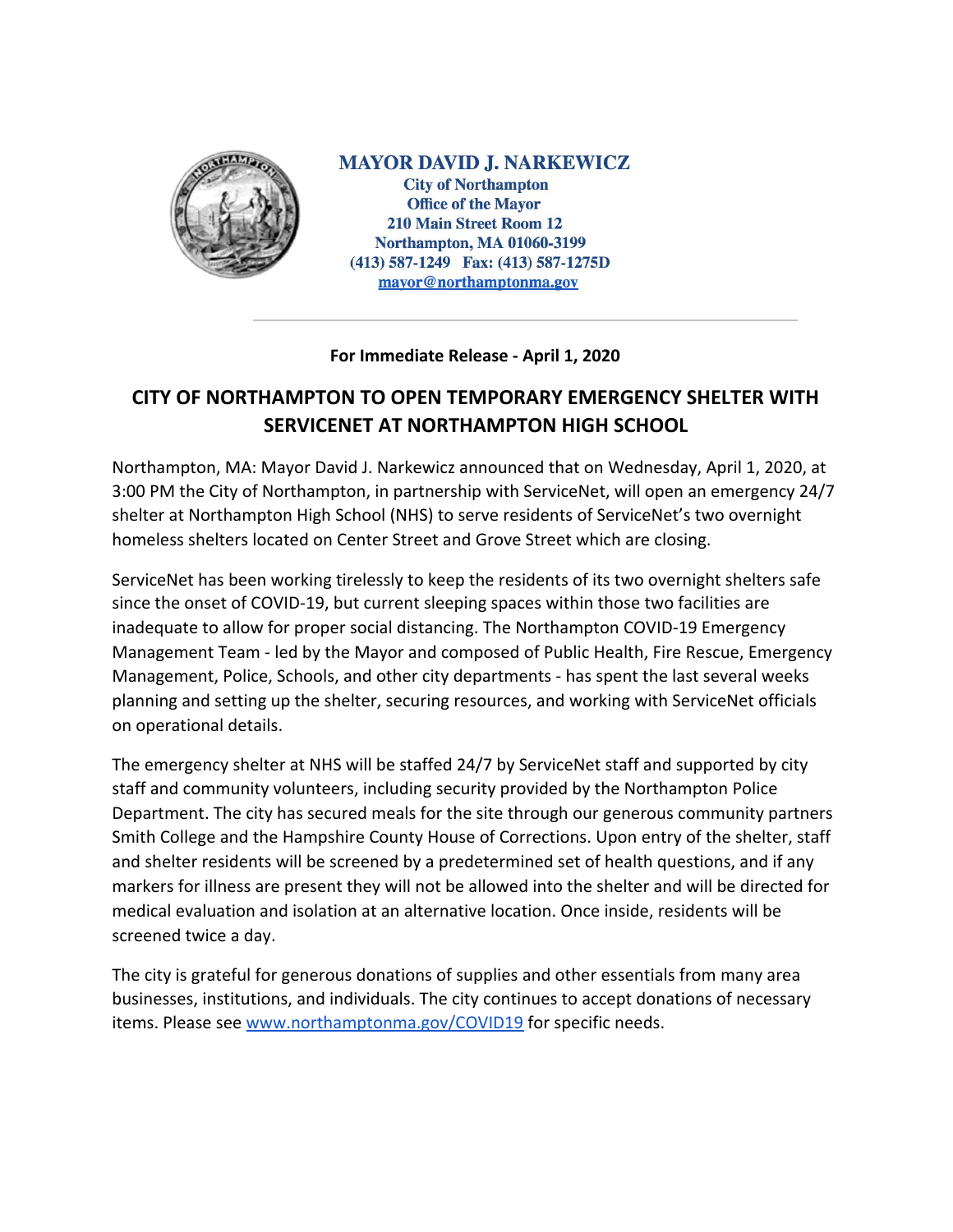**MAYOR DAVID J. NARKEWICZ**
**City of Northampton**
**Office of the Mayor**
**210 Main Street Room 12**
**Northampton, MA 01060-3199**
**(413) 587-1249 Fax: (413) 587-1275D**
**mayor@northamptonma.gov**

---

**For Immediate Release - April 1, 2020**

# CITY OF NORTHAMPTON TO OPEN TEMPORARY EMERGENCY SHELTER WITH SERVICENET AT NORTHAMPTON HIGH SCHOOL

Northampton, MA: Mayor David J. Narkewicz announced that on Wednesday, April 1, 2020, at 3:00 PM the City of Northampton, in partnership with ServiceNet, will open an emergency 24/7 shelter at Northampton High School (NHS) to serve residents of ServiceNet's two overnight homeless shelters located on Center Street and Grove Street which are closing.

ServiceNet has been working tirelessly to keep the residents of its two overnight shelters safe since the onset of COVID-19, but current sleeping spaces within those two facilities are inadequate to allow for proper social distancing. The Northampton COVID-19 Emergency Management Team - led by the Mayor and composed of Public Health, Fire Rescue, Emergency Management, Police, Schools, and other city departments - has spent the last several weeks planning and setting up the shelter, securing resources, and working with ServiceNet officials on operational details.

The emergency shelter at NHS will be staffed 24/7 by ServiceNet staff and supported by city staff and community volunteers, including security provided by the Northampton Police Department. The city has secured meals for the site through our generous community partners Smith College and the Hampshire County House of Corrections. Upon entry of the shelter, staff and shelter residents will be screened by a predetermined set of health questions, and if any markers for illness are present they will not be allowed into the shelter and will be directed for medical evaluation and isolation at an alternative location. Once inside, residents will be screened twice a day.

The city is grateful for generous donations of supplies and other essentials from many area businesses, institutions, and individuals. The city continues to accept donations of necessary items. Please see www.northamptonma.gov/COVID19 for specific needs.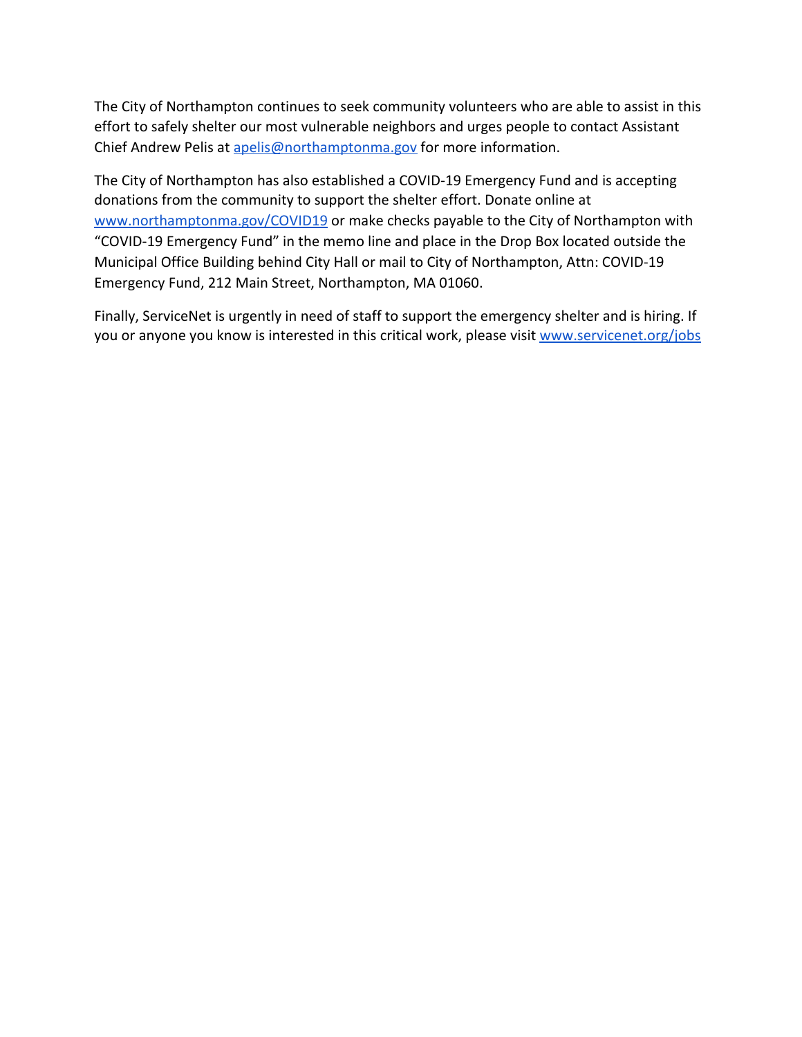The City of Northampton continues to seek community volunteers who are able to assist in this effort to safely shelter our most vulnerable neighbors and urges people to contact Assistant Chief Andrew Pelis at apelis@northamptonma.gov for more information.

The City of Northampton has also established a COVID-19 Emergency Fund and is accepting donations from the community to support the shelter effort. Donate online at www.northamptonma.gov/COVID19 or make checks payable to the City of Northampton with "COVID-19 Emergency Fund" in the memo line and place in the Drop Box located outside the Municipal Office Building behind City Hall or mail to City of Northampton, Attn: COVID-19 Emergency Fund, 212 Main Street, Northampton, MA 01060.

Finally, ServiceNet is urgently in need of staff to support the emergency shelter and is hiring. If you or anyone you know is interested in this critical work, please visit www.servicenet.org/jobs